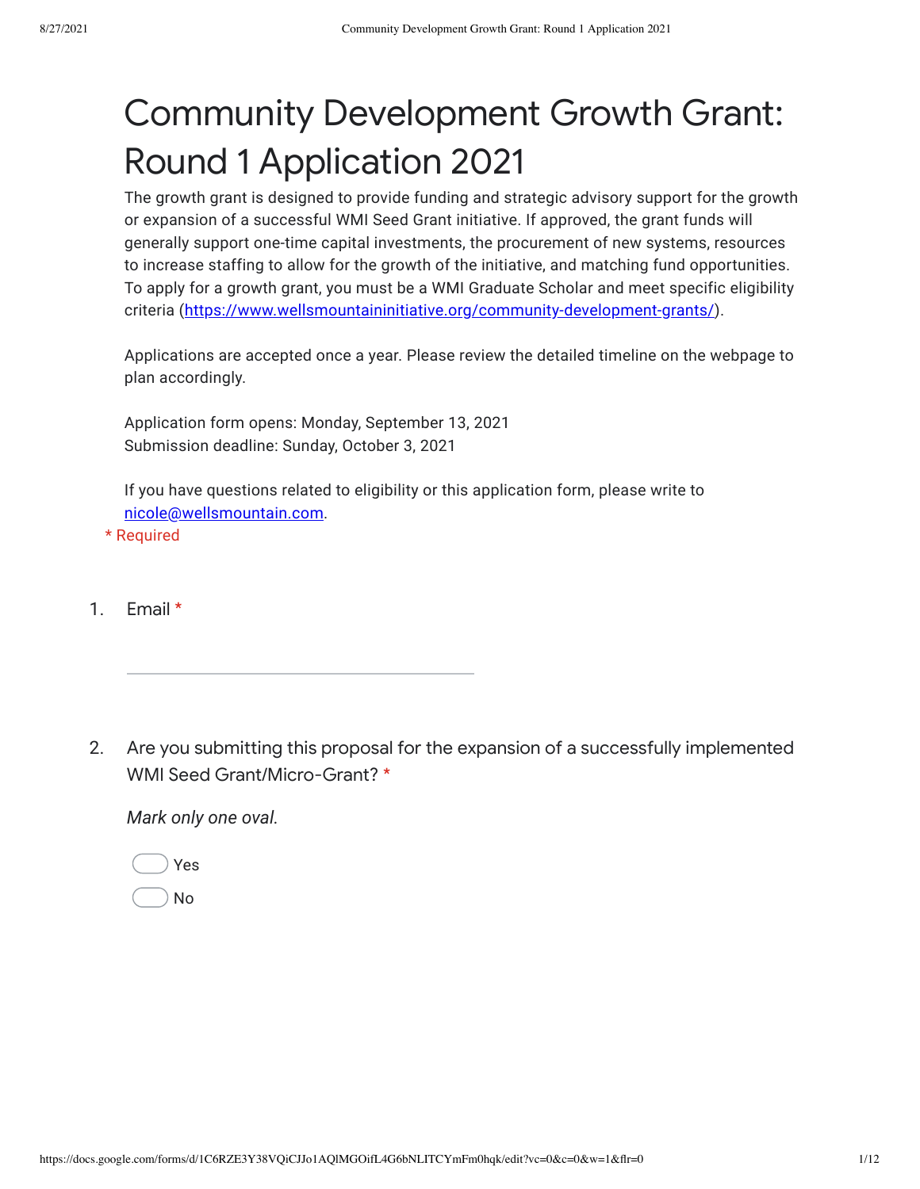# Community Development Growth Grant: Round 1 Application 2021

The growth grant is designed to provide funding and strategic advisory support for the growth or expansion of a successful WMI Seed Grant initiative. If approved, the grant funds will generally support one-time capital investments, the procurement of new systems, resources to increase staffing to allow for the growth of the initiative, and matching fund opportunities. To apply for a growth grant, you must be a WMI Graduate Scholar and meet specific eligibility criteria (https://www.wellsmountaininitiative.org/community-development-grants/).

Applications are accepted once a year. Please review the detailed timeline on the webpage to plan accordingly.

Application form opens: Monday, September 13, 2021
Submission deadline: Sunday, October 3, 2021

If you have questions related to eligibility or this application form, please write to nicole@wellsmountain.com.

\* Required

1. Email *

_______________________________

2. Are you submitting this proposal for the expansion of a successfully implemented WMI Seed Grant/Micro-Grant? *

*Mark only one oval.*

- ( ) Yes
- ( ) No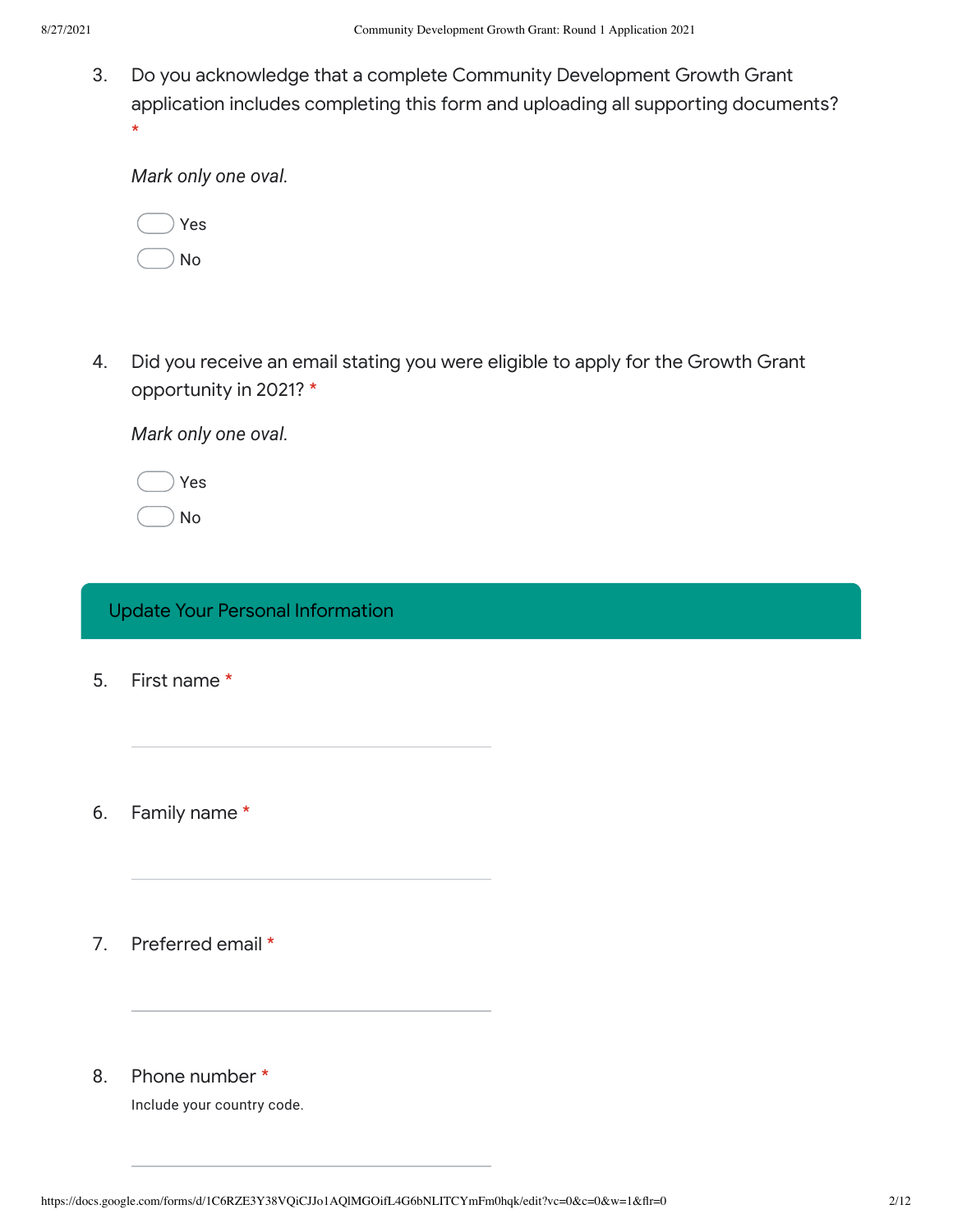3. Do you acknowledge that a complete Community Development Growth Grant application includes completing this form and uploading all supporting documents? *

   *Mark only one oval.*

   - Yes
   - No

4. Did you receive an email stating you were eligible to apply for the Growth Grant opportunity in 2021? *

   *Mark only one oval.*

   - Yes
   - No

## Update Your Personal Information

5. First name *

   ______________________

6. Family name *

   ______________________

7. Preferred email *

   ______________________

8. Phone number *

   Include your country code.

   ______________________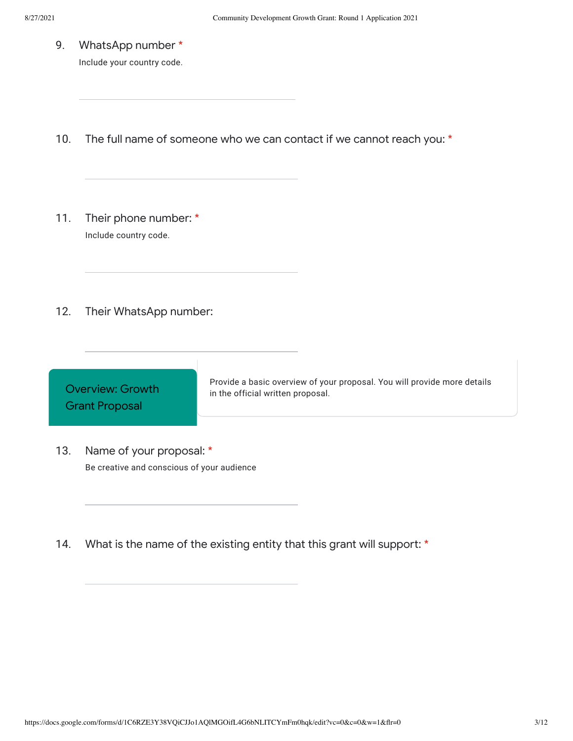9. WhatsApp number *

   Include your country code.

   \_\_\_\_\_\_\_\_\_\_\_\_\_\_\_\_\_\_\_\_\_\_\_\_\_\_\_\_\_\_\_\_\_\_\_\_\_\_\_\_

10. The full name of someone who we can contact if we cannot reach you: *

    \_\_\_\_\_\_\_\_\_\_\_\_\_\_\_\_\_\_\_\_\_\_\_\_\_\_\_\_\_\_\_\_\_\_\_\_\_\_\_\_

11. Their phone number: *

    Include country code.

    \_\_\_\_\_\_\_\_\_\_\_\_\_\_\_\_\_\_\_\_\_\_\_\_\_\_\_\_\_\_\_\_\_\_\_\_\_\_\_\_

12. Their WhatsApp number:

    \_\_\_\_\_\_\_\_\_\_\_\_\_\_\_\_\_\_\_\_\_\_\_\_\_\_\_\_\_\_\_\_\_\_\_\_\_\_\_\_

## Overview: Growth Grant Proposal

Provide a basic overview of your proposal. You will provide more details in the official written proposal.

13. Name of your proposal: *

    Be creative and conscious of your audience

    \_\_\_\_\_\_\_\_\_\_\_\_\_\_\_\_\_\_\_\_\_\_\_\_\_\_\_\_\_\_\_\_\_\_\_\_\_\_\_\_

14. What is the name of the existing entity that this grant will support: *

    \_\_\_\_\_\_\_\_\_\_\_\_\_\_\_\_\_\_\_\_\_\_\_\_\_\_\_\_\_\_\_\_\_\_\_\_\_\_\_\_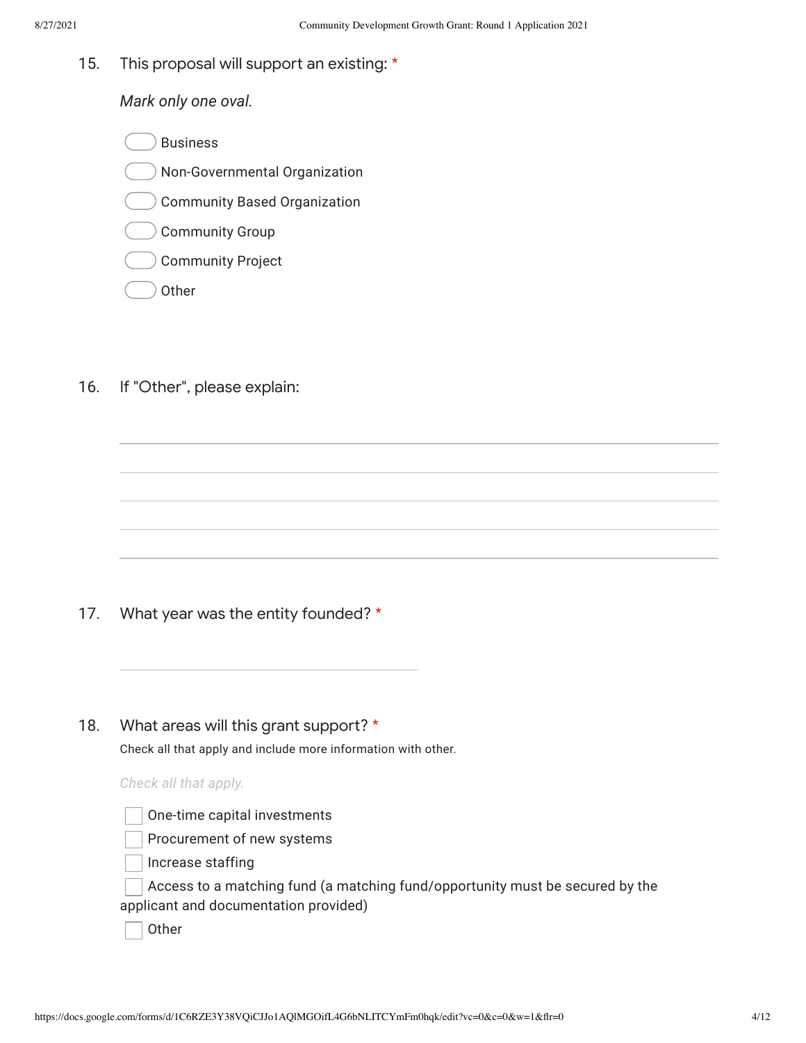15. This proposal will support an existing: *

*Mark only one oval.*

- ( ) Business
- ( ) Non-Governmental Organization
- ( ) Community Based Organization
- ( ) Community Group
- ( ) Community Project
- ( ) Other

16. If "Other", please explain:

_______________________________________________

_______________________________________________

_______________________________________________

_______________________________________________

_______________________________________________

17. What year was the entity founded? *

_______________________________

18. What areas will this grant support? *

Check all that apply and include more information with other.

*Check all that apply.*

- [ ] One-time capital investments
- [ ] Procurement of new systems
- [ ] Increase staffing
- [ ] Access to a matching fund (a matching fund/opportunity must be secured by the applicant and documentation provided)
- [ ] Other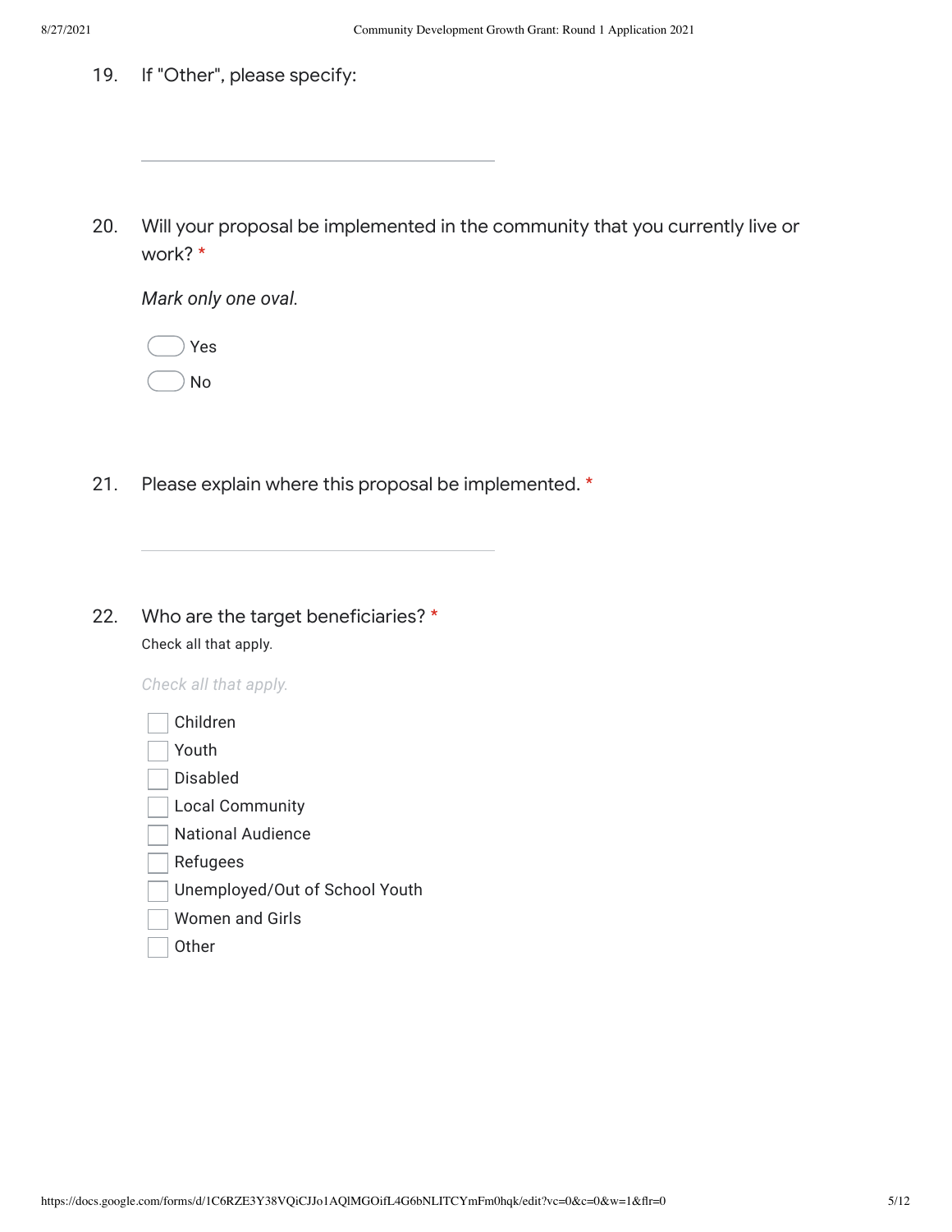19. If "Other", please specify:

\_\_\_\_\_\_\_\_\_\_\_\_\_\_\_\_\_\_\_\_\_\_\_\_\_\_\_\_\_\_\_\_

20. Will your proposal be implemented in the community that you currently live or work? *

*Mark only one oval.*

- ◯ Yes
- ◯ No

21. Please explain where this proposal be implemented. *

\_\_\_\_\_\_\_\_\_\_\_\_\_\_\_\_\_\_\_\_\_\_\_\_\_\_\_\_\_\_\_\_

22. Who are the target beneficiaries? *

Check all that apply.

*Check all that apply.*

- [ ] Children
- [ ] Youth
- [ ] Disabled
- [ ] Local Community
- [ ] National Audience
- [ ] Refugees
- [ ] Unemployed/Out of School Youth
- [ ] Women and Girls
- [ ] Other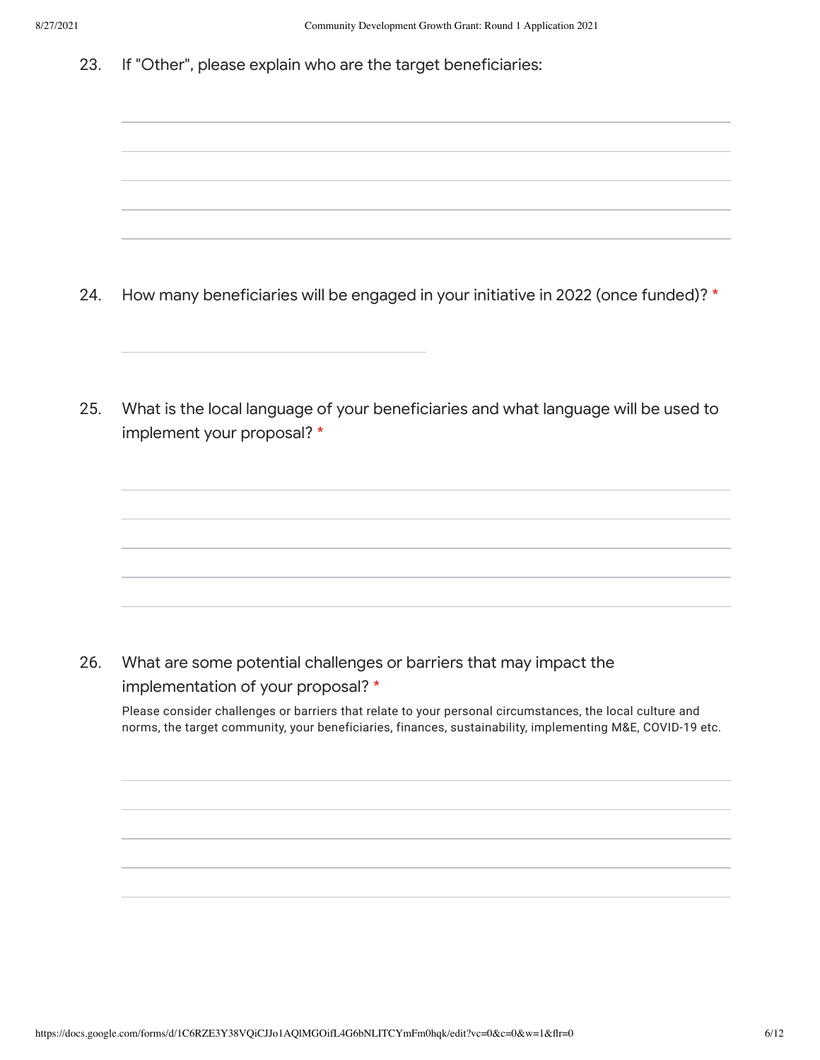23. If "Other", please explain who are the target beneficiaries:

24. How many beneficiaries will be engaged in your initiative in 2022 (once funded)? *

25. What is the local language of your beneficiaries and what language will be used to implement your proposal? *

26. What are some potential challenges or barriers that may impact the implementation of your proposal? *

Please consider challenges or barriers that relate to your personal circumstances, the local culture and norms, the target community, your beneficiaries, finances, sustainability, implementing M&E, COVID-19 etc.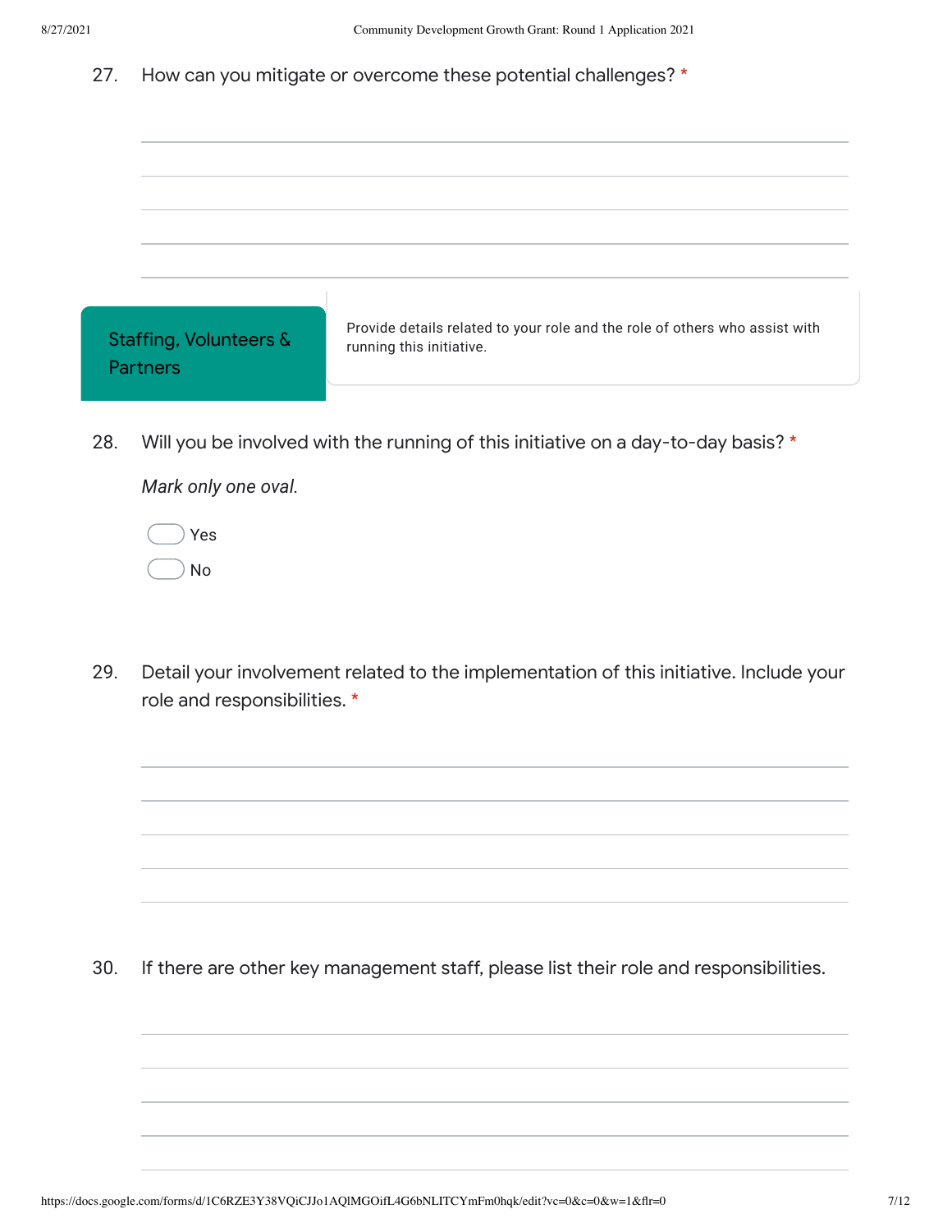27. How can you mitigate or overcome these potential challenges? *

## Staffing, Volunteers & Partners

Provide details related to your role and the role of others who assist with running this initiative.

28. Will you be involved with the running of this initiative on a day-to-day basis? *

*Mark only one oval.*

- Yes
- No

29. Detail your involvement related to the implementation of this initiative. Include your role and responsibilities. *

30. If there are other key management staff, please list their role and responsibilities.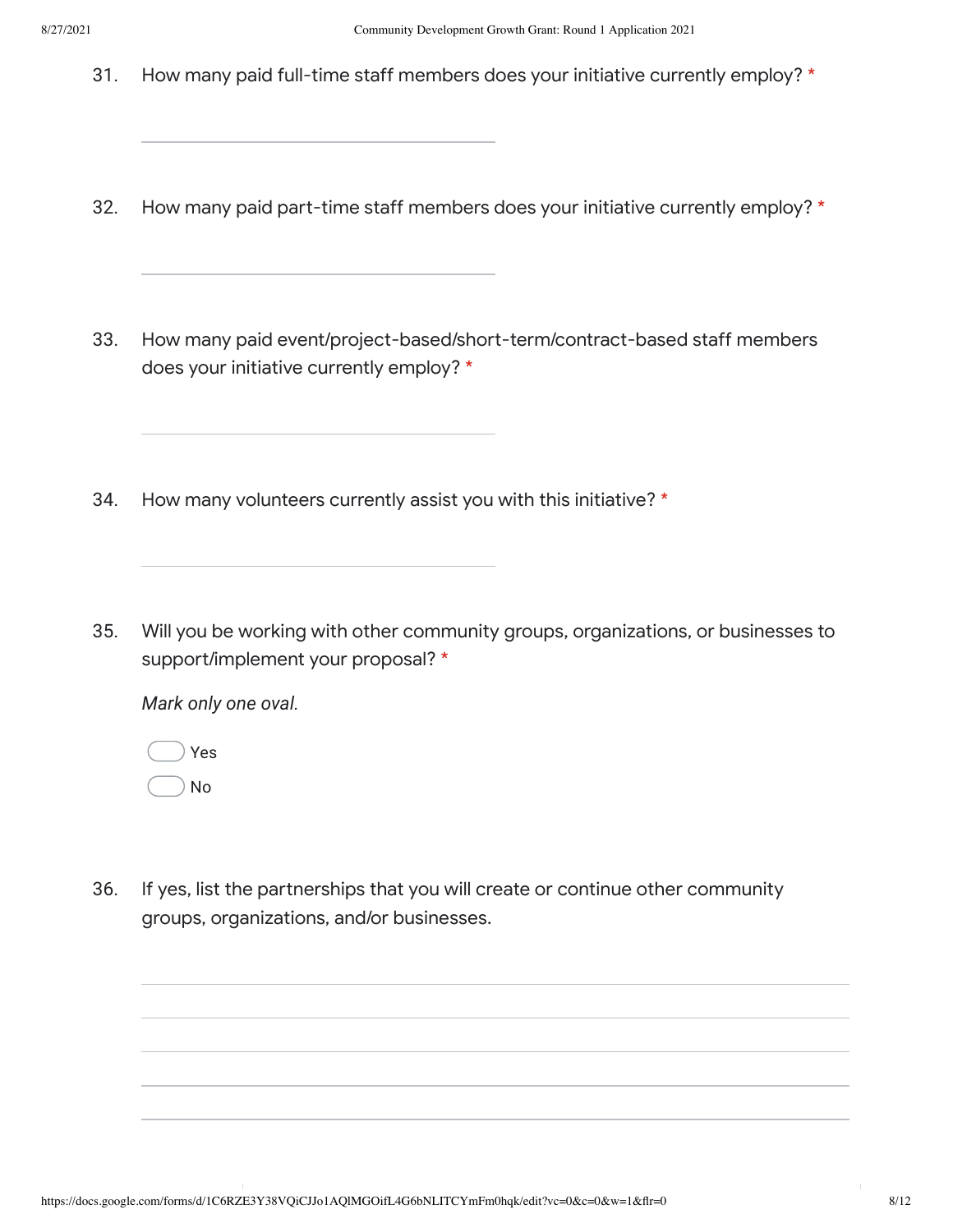31. How many paid full-time staff members does your initiative currently employ? *

_______________________________

32. How many paid part-time staff members does your initiative currently employ? *

_______________________________

33. How many paid event/project-based/short-term/contract-based staff members does your initiative currently employ? *

_______________________________

34. How many volunteers currently assist you with this initiative? *

_______________________________

35. Will you be working with other community groups, organizations, or businesses to support/implement your proposal? *

*Mark only one oval.*

- ( ) Yes
- ( ) No

36. If yes, list the partnerships that you will create or continue other community groups, organizations, and/or businesses.

_______________________________________________________________

_______________________________________________________________

_______________________________________________________________

_______________________________________________________________

_______________________________________________________________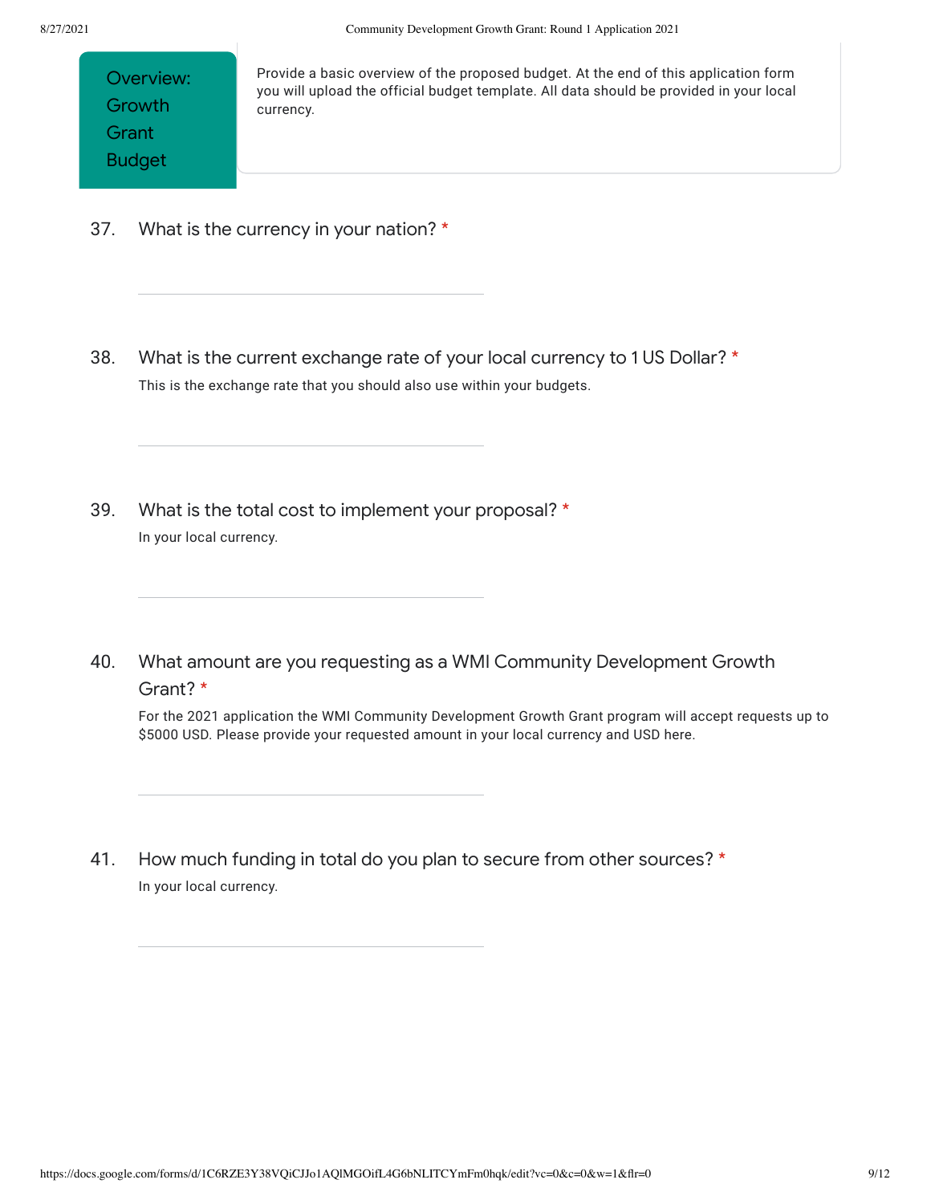## Overview: Growth Grant Budget

Provide a basic overview of the proposed budget. At the end of this application form you will upload the official budget template. All data should be provided in your local currency.

37. What is the currency in your nation? *

38. What is the current exchange rate of your local currency to 1 US Dollar? *

This is the exchange rate that you should also use within your budgets.

39. What is the total cost to implement your proposal? *

In your local currency.

40. What amount are you requesting as a WMI Community Development Growth Grant? *

For the 2021 application the WMI Community Development Growth Grant program will accept requests up to $5000 USD. Please provide your requested amount in your local currency and USD here.

41. How much funding in total do you plan to secure from other sources? *

In your local currency.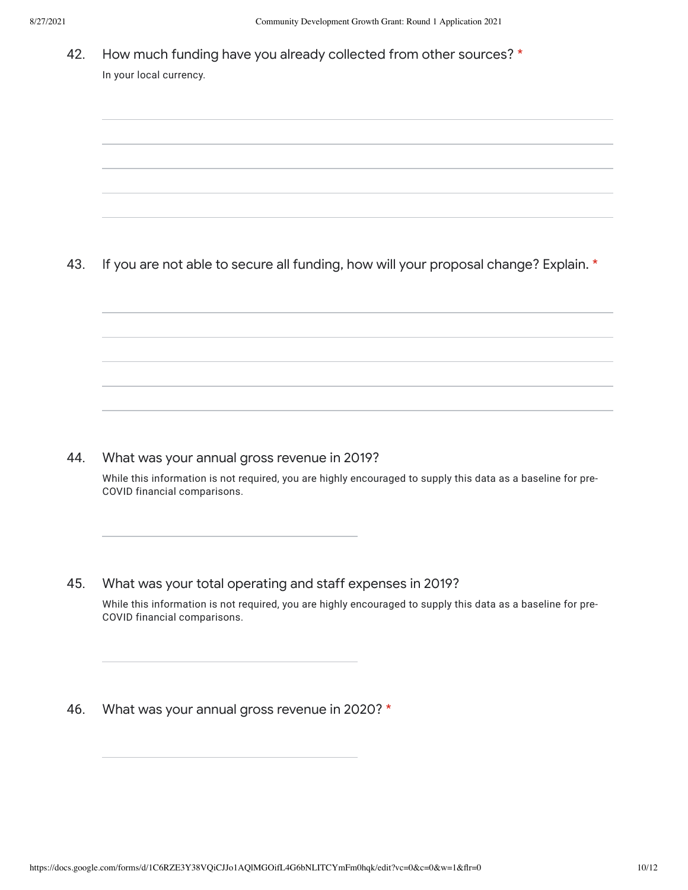42. How much funding have you already collected from other sources? *

In your local currency.

43. If you are not able to secure all funding, how will your proposal change? Explain. *

44. What was your annual gross revenue in 2019?

While this information is not required, you are highly encouraged to supply this data as a baseline for pre-COVID financial comparisons.

45. What was your total operating and staff expenses in 2019?

While this information is not required, you are highly encouraged to supply this data as a baseline for pre-COVID financial comparisons.

46. What was your annual gross revenue in 2020? *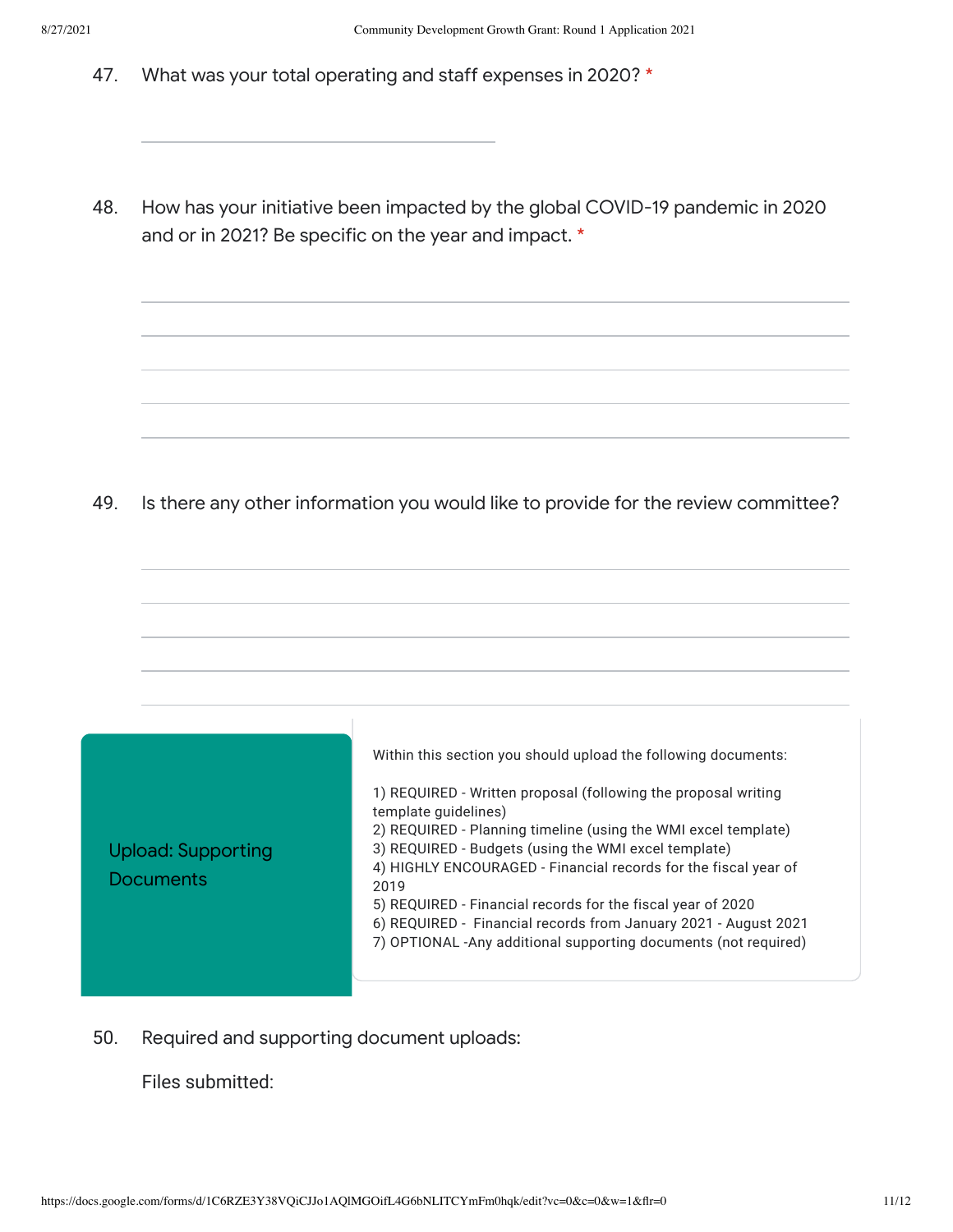47. What was your total operating and staff expenses in 2020? *

48. How has your initiative been impacted by the global COVID-19 pandemic in 2020 and or in 2021? Be specific on the year and impact. *

49. Is there any other information you would like to provide for the review committee?

## Upload: Supporting Documents

Within this section you should upload the following documents:

1) REQUIRED - Written proposal (following the proposal writing template guidelines)
2) REQUIRED - Planning timeline (using the WMI excel template)
3) REQUIRED - Budgets (using the WMI excel template)
4) HIGHLY ENCOURAGED - Financial records for the fiscal year of 2019
5) REQUIRED - Financial records for the fiscal year of 2020
6) REQUIRED - Financial records from January 2021 - August 2021
7) OPTIONAL -Any additional supporting documents (not required)

50. Required and supporting document uploads:

Files submitted: